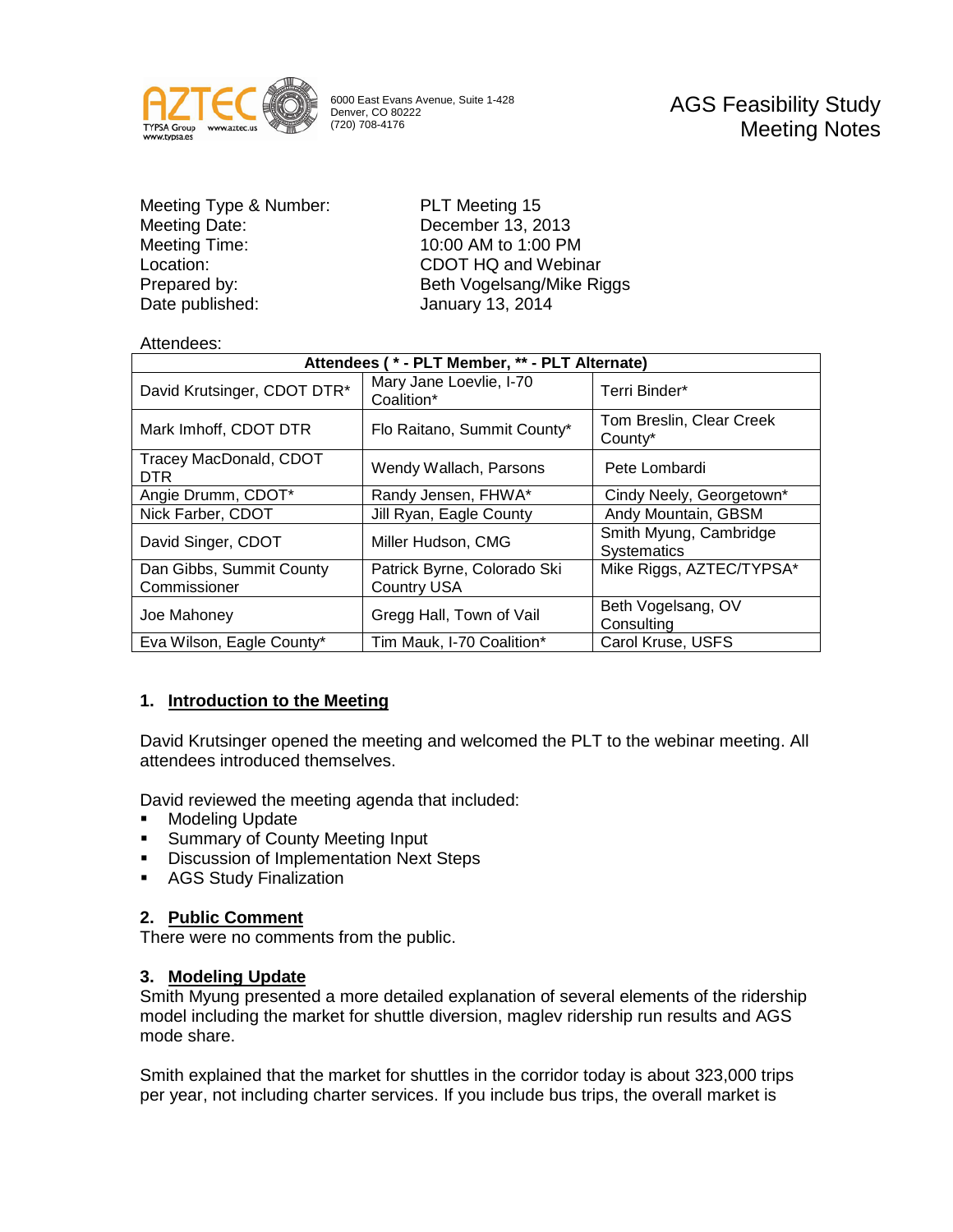AZTEC
TYPSA Group www.aztec.us
www.typsa.es

6000 East Evans Avenue, Suite 1-428
Denver, CO 80222
(720) 708-4176

# AGS Feasibility Study Meeting Notes

| | |
|---|---|
| Meeting Type & Number: | PLT Meeting 15 |
| Meeting Date: | December 13, 2013 |
| Meeting Time: | 10:00 AM to 1:00 PM |
| Location: | CDOT HQ and Webinar |
| Prepared by: | Beth Vogelsang/Mike Riggs |
| Date published: | January 13, 2014 |

Attendees:

| Attendees ( * - PLT Member, ** - PLT Alternate) | | |
|---|---|---|
| David Krutsinger, CDOT DTR* | Mary Jane Loevlie, I-70 Coalition* | Terri Binder* |
| Mark Imhoff, CDOT DTR | Flo Raitano, Summit County* | Tom Breslin, Clear Creek County* |
| Tracey MacDonald, CDOT DTR | Wendy Wallach, Parsons | Pete Lombardi |
| Angie Drumm, CDOT* | Randy Jensen, FHWA* | Cindy Neely, Georgetown* |
| Nick Farber, CDOT | Jill Ryan, Eagle County | Andy Mountain, GBSM |
| David Singer, CDOT | Miller Hudson, CMG | Smith Myung, Cambridge Systematics |
| Dan Gibbs, Summit County Commissioner | Patrick Byrne, Colorado Ski Country USA | Mike Riggs, AZTEC/TYPSA* |
| Joe Mahoney | Gregg Hall, Town of Vail | Beth Vogelsang, OV Consulting |
| Eva Wilson, Eagle County* | Tim Mauk, I-70 Coalition* | Carol Kruse, USFS |

## 1. Introduction to the Meeting

David Krutsinger opened the meeting and welcomed the PLT to the webinar meeting. All attendees introduced themselves.

David reviewed the meeting agenda that included:

- Modeling Update
- Summary of County Meeting Input
- Discussion of Implementation Next Steps
- AGS Study Finalization

## 2. Public Comment

There were no comments from the public.

## 3. Modeling Update

Smith Myung presented a more detailed explanation of several elements of the ridership model including the market for shuttle diversion, maglev ridership run results and AGS mode share.

Smith explained that the market for shuttles in the corridor today is about 323,000 trips per year, not including charter services. If you include bus trips, the overall market is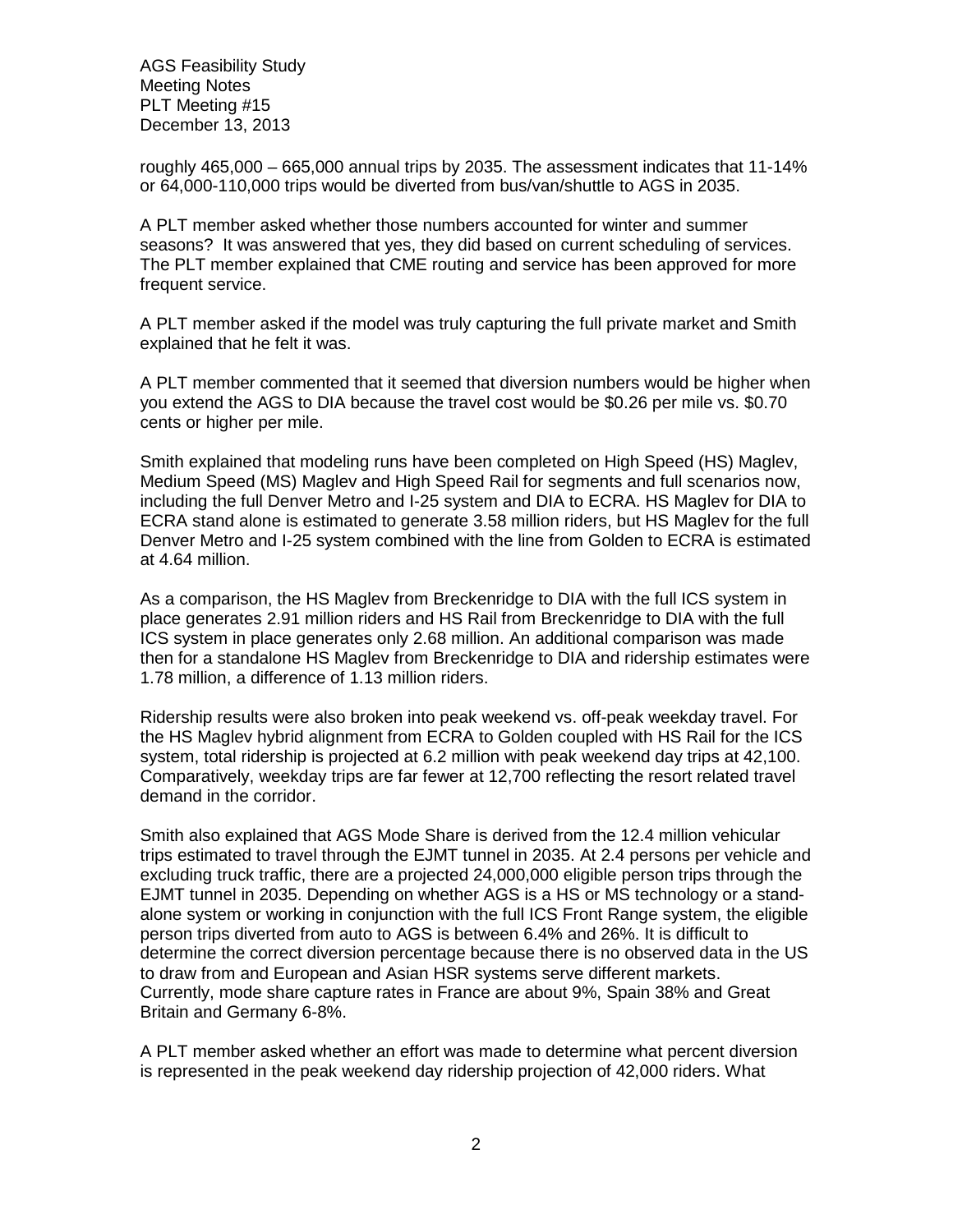roughly 465,000 – 665,000 annual trips by 2035. The assessment indicates that 11-14% or 64,000-110,000 trips would be diverted from bus/van/shuttle to AGS in 2035.

A PLT member asked whether those numbers accounted for winter and summer seasons? It was answered that yes, they did based on current scheduling of services. The PLT member explained that CME routing and service has been approved for more frequent service.

A PLT member asked if the model was truly capturing the full private market and Smith explained that he felt it was.

A PLT member commented that it seemed that diversion numbers would be higher when you extend the AGS to DIA because the travel cost would be $0.26 per mile vs. $0.70 cents or higher per mile.

Smith explained that modeling runs have been completed on High Speed (HS) Maglev, Medium Speed (MS) Maglev and High Speed Rail for segments and full scenarios now, including the full Denver Metro and I-25 system and DIA to ECRA. HS Maglev for DIA to ECRA stand alone is estimated to generate 3.58 million riders, but HS Maglev for the full Denver Metro and I-25 system combined with the line from Golden to ECRA is estimated at 4.64 million.

As a comparison, the HS Maglev from Breckenridge to DIA with the full ICS system in place generates 2.91 million riders and HS Rail from Breckenridge to DIA with the full ICS system in place generates only 2.68 million. An additional comparison was made then for a standalone HS Maglev from Breckenridge to DIA and ridership estimates were 1.78 million, a difference of 1.13 million riders.

Ridership results were also broken into peak weekend vs. off-peak weekday travel. For the HS Maglev hybrid alignment from ECRA to Golden coupled with HS Rail for the ICS system, total ridership is projected at 6.2 million with peak weekend day trips at 42,100. Comparatively, weekday trips are far fewer at 12,700 reflecting the resort related travel demand in the corridor.

Smith also explained that AGS Mode Share is derived from the 12.4 million vehicular trips estimated to travel through the EJMT tunnel in 2035. At 2.4 persons per vehicle and excluding truck traffic, there are a projected 24,000,000 eligible person trips through the EJMT tunnel in 2035. Depending on whether AGS is a HS or MS technology or a stand-alone system or working in conjunction with the full ICS Front Range system, the eligible person trips diverted from auto to AGS is between 6.4% and 26%. It is difficult to determine the correct diversion percentage because there is no observed data in the US to draw from and European and Asian HSR systems serve different markets. Currently, mode share capture rates in France are about 9%, Spain 38% and Great Britain and Germany 6-8%.

A PLT member asked whether an effort was made to determine what percent diversion is represented in the peak weekend day ridership projection of 42,000 riders. What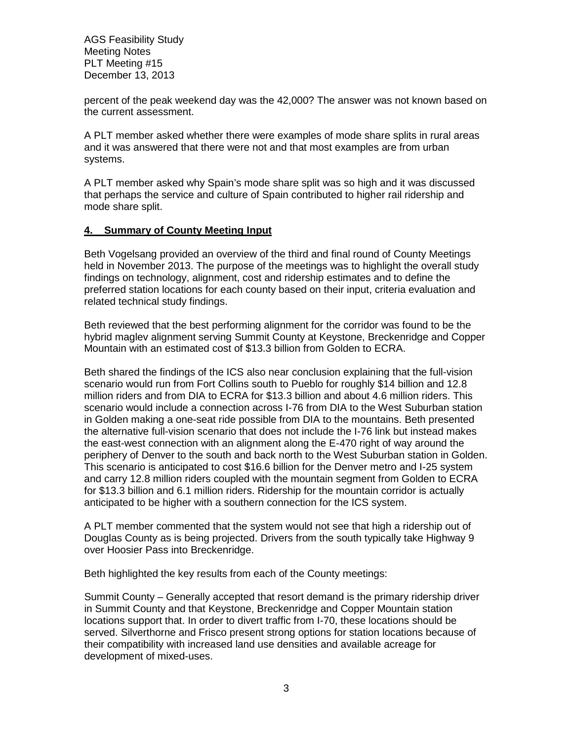percent of the peak weekend day was the 42,000? The answer was not known based on the current assessment.

A PLT member asked whether there were examples of mode share splits in rural areas and it was answered that there were not and that most examples are from urban systems.

A PLT member asked why Spain's mode share split was so high and it was discussed that perhaps the service and culture of Spain contributed to higher rail ridership and mode share split.

## 4. Summary of County Meeting Input

Beth Vogelsang provided an overview of the third and final round of County Meetings held in November 2013. The purpose of the meetings was to highlight the overall study findings on technology, alignment, cost and ridership estimates and to define the preferred station locations for each county based on their input, criteria evaluation and related technical study findings.

Beth reviewed that the best performing alignment for the corridor was found to be the hybrid maglev alignment serving Summit County at Keystone, Breckenridge and Copper Mountain with an estimated cost of $13.3 billion from Golden to ECRA.

Beth shared the findings of the ICS also near conclusion explaining that the full-vision scenario would run from Fort Collins south to Pueblo for roughly $14 billion and 12.8 million riders and from DIA to ECRA for $13.3 billion and about 4.6 million riders. This scenario would include a connection across I-76 from DIA to the West Suburban station in Golden making a one-seat ride possible from DIA to the mountains. Beth presented the alternative full-vision scenario that does not include the I-76 link but instead makes the east-west connection with an alignment along the E-470 right of way around the periphery of Denver to the south and back north to the West Suburban station in Golden. This scenario is anticipated to cost $16.6 billion for the Denver metro and I-25 system and carry 12.8 million riders coupled with the mountain segment from Golden to ECRA for $13.3 billion and 6.1 million riders. Ridership for the mountain corridor is actually anticipated to be higher with a southern connection for the ICS system.

A PLT member commented that the system would not see that high a ridership out of Douglas County as is being projected. Drivers from the south typically take Highway 9 over Hoosier Pass into Breckenridge.

Beth highlighted the key results from each of the County meetings:

Summit County – Generally accepted that resort demand is the primary ridership driver in Summit County and that Keystone, Breckenridge and Copper Mountain station locations support that. In order to divert traffic from I-70, these locations should be served. Silverthorne and Frisco present strong options for station locations because of their compatibility with increased land use densities and available acreage for development of mixed-uses.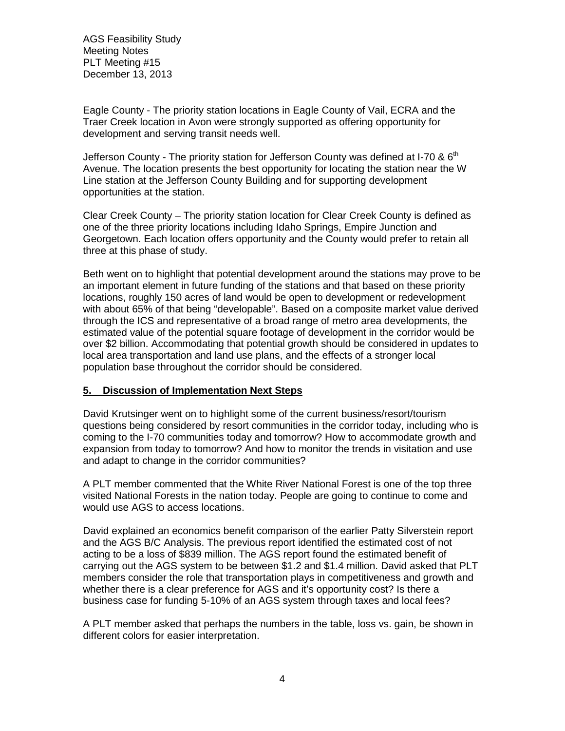Eagle County - The priority station locations in Eagle County of Vail, ECRA and the Traer Creek location in Avon were strongly supported as offering opportunity for development and serving transit needs well.

Jefferson County - The priority station for Jefferson County was defined at I-70 & 6th Avenue. The location presents the best opportunity for locating the station near the W Line station at the Jefferson County Building and for supporting development opportunities at the station.

Clear Creek County – The priority station location for Clear Creek County is defined as one of the three priority locations including Idaho Springs, Empire Junction and Georgetown. Each location offers opportunity and the County would prefer to retain all three at this phase of study.

Beth went on to highlight that potential development around the stations may prove to be an important element in future funding of the stations and that based on these priority locations, roughly 150 acres of land would be open to development or redevelopment with about 65% of that being "developable". Based on a composite market value derived through the ICS and representative of a broad range of metro area developments, the estimated value of the potential square footage of development in the corridor would be over $2 billion. Accommodating that potential growth should be considered in updates to local area transportation and land use plans, and the effects of a stronger local population base throughout the corridor should be considered.

## 5. Discussion of Implementation Next Steps

David Krutsinger went on to highlight some of the current business/resort/tourism questions being considered by resort communities in the corridor today, including who is coming to the I-70 communities today and tomorrow? How to accommodate growth and expansion from today to tomorrow? And how to monitor the trends in visitation and use and adapt to change in the corridor communities?

A PLT member commented that the White River National Forest is one of the top three visited National Forests in the nation today. People are going to continue to come and would use AGS to access locations.

David explained an economics benefit comparison of the earlier Patty Silverstein report and the AGS B/C Analysis. The previous report identified the estimated cost of not acting to be a loss of $839 million. The AGS report found the estimated benefit of carrying out the AGS system to be between $1.2 and $1.4 million. David asked that PLT members consider the role that transportation plays in competitiveness and growth and whether there is a clear preference for AGS and it's opportunity cost? Is there a business case for funding 5-10% of an AGS system through taxes and local fees?

A PLT member asked that perhaps the numbers in the table, loss vs. gain, be shown in different colors for easier interpretation.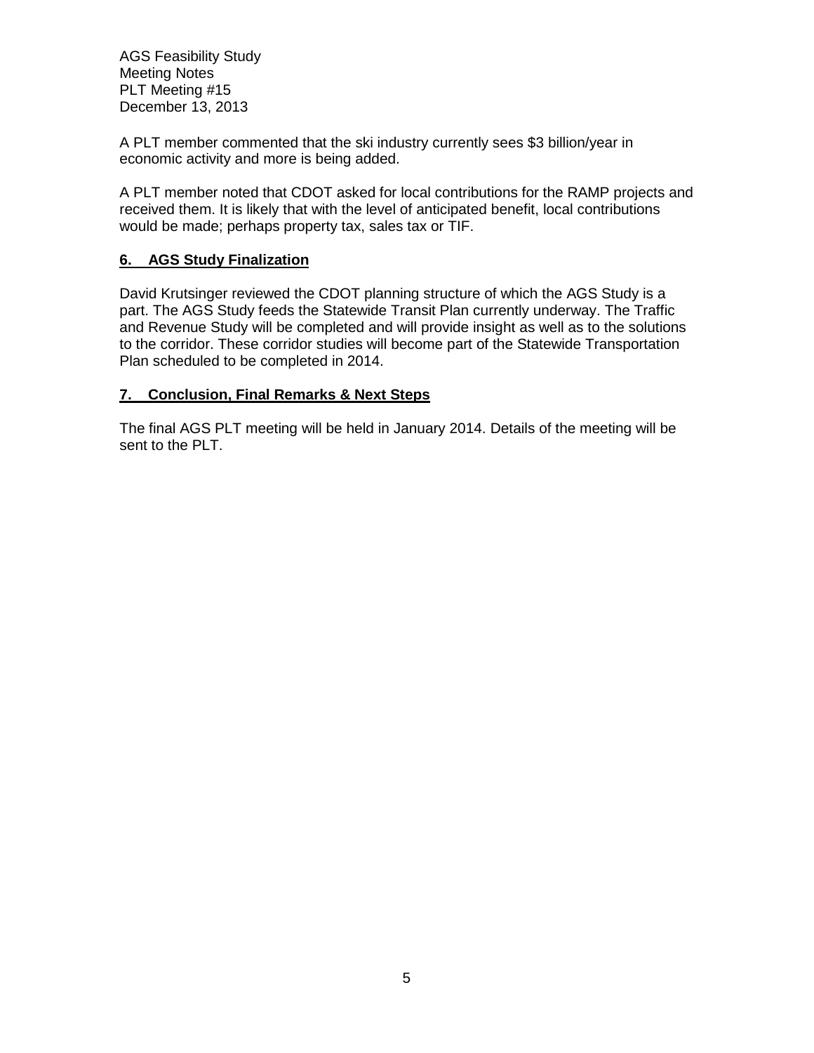A PLT member commented that the ski industry currently sees $3 billion/year in economic activity and more is being added.

A PLT member noted that CDOT asked for local contributions for the RAMP projects and received them. It is likely that with the level of anticipated benefit, local contributions would be made; perhaps property tax, sales tax or TIF.

## 6. AGS Study Finalization

David Krutsinger reviewed the CDOT planning structure of which the AGS Study is a part. The AGS Study feeds the Statewide Transit Plan currently underway. The Traffic and Revenue Study will be completed and will provide insight as well as to the solutions to the corridor. These corridor studies will become part of the Statewide Transportation Plan scheduled to be completed in 2014.

## 7. Conclusion, Final Remarks & Next Steps

The final AGS PLT meeting will be held in January 2014. Details of the meeting will be sent to the PLT.